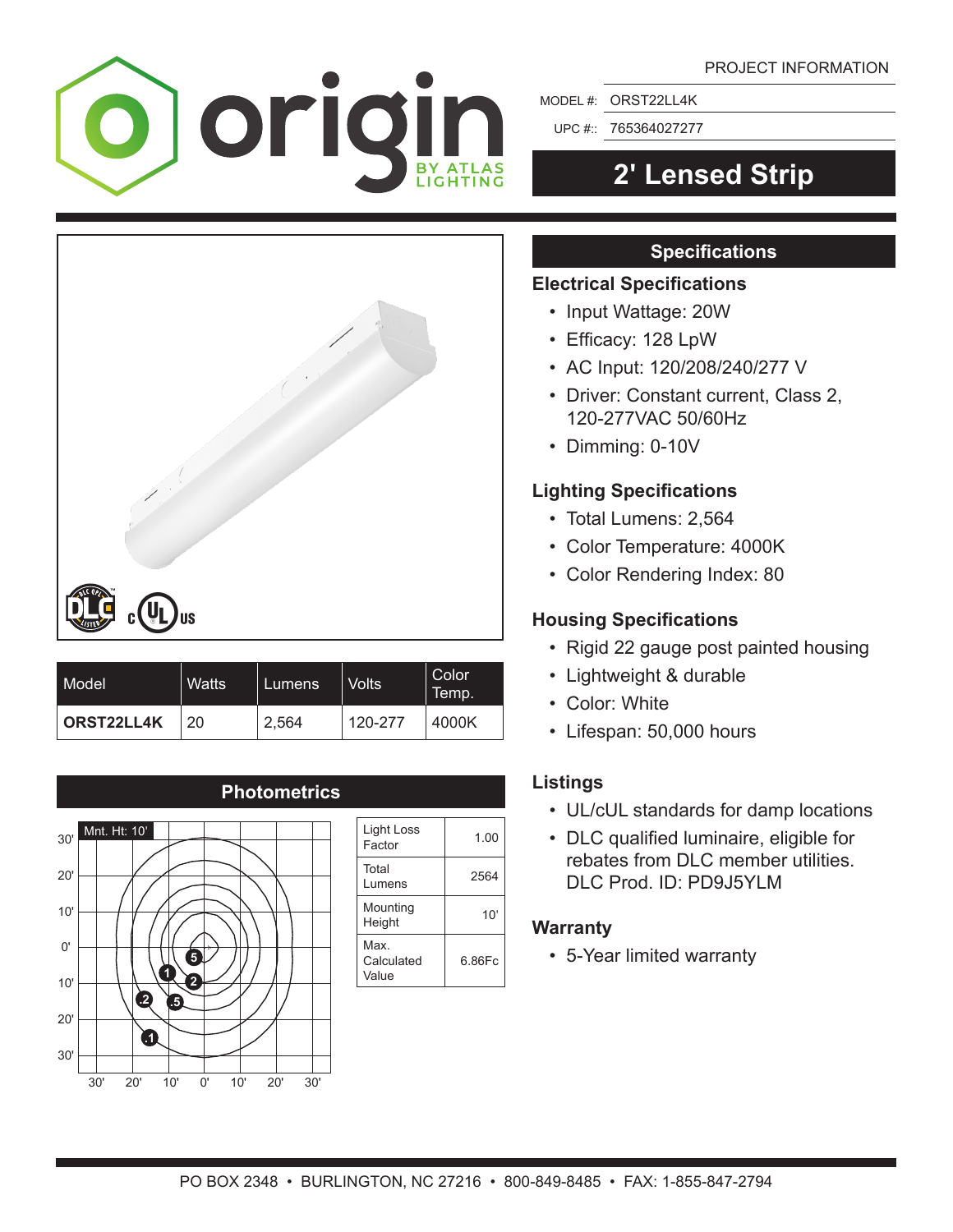# origin

BY ATLAS LIGHTING

PROJECT INFORMATION

MODEL #: ORST22LL4K

UPC #:: 765364027277

## 2' Lensed Strip

| Model | Watts | Lumens | Volts | Color Temp. |
|---|---|---|---|---|
| **ORST22LL4K** | 20 | 2,564 | 120-277 | 4000K |

## Photometrics

Mnt. Ht: 10'

| | |
|---|---|
| Light Loss Factor | 1.00 |
| Total Lumens | 2564 |
| Mounting Height | 10' |
| Max. Calculated Value | 6.86Fc |

## Specifications

### Electrical Specifications

- Input Wattage: 20W
- Efficacy: 128 LpW
- AC Input: 120/208/240/277 V
- Driver: Constant current, Class 2, 120-277VAC 50/60Hz
- Dimming: 0-10V

### Lighting Specifications

- Total Lumens: 2,564
- Color Temperature: 4000K
- Color Rendering Index: 80

### Housing Specifications

- Rigid 22 gauge post painted housing
- Lightweight & durable
- Color: White
- Lifespan: 50,000 hours

### Listings

- UL/cUL standards for damp locations
- DLC qualified luminaire, eligible for rebates from DLC member utilities. DLC Prod. ID: PD9J5YLM

### Warranty

- 5-Year limited warranty

PO BOX 2348 • BURLINGTON, NC 27216 • 800-849-8485 • FAX: 1-855-847-2794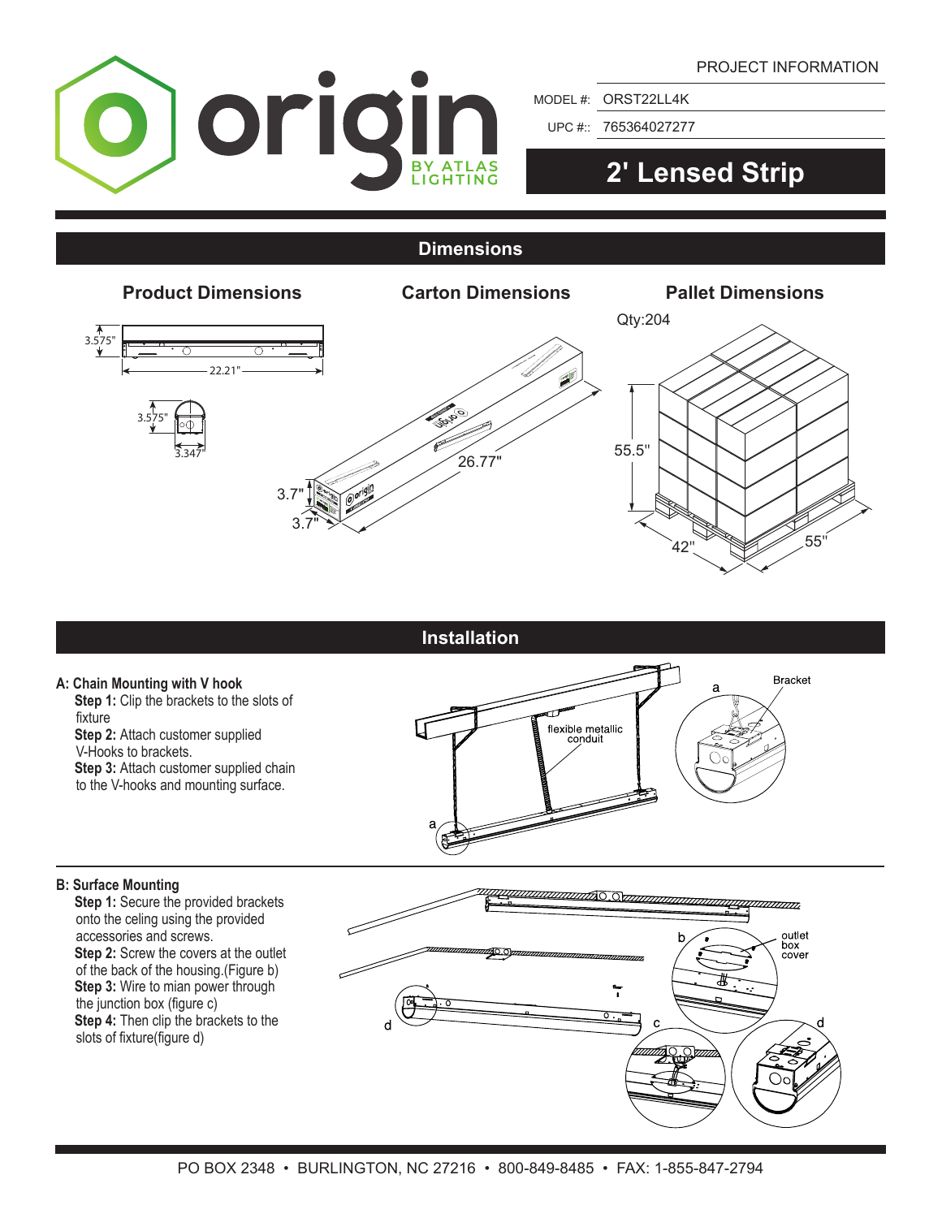origin BY ATLAS LIGHTING

PROJECT INFORMATION

MODEL #: ORST22LL4K

UPC #:: 765364027277

# 2' Lensed Strip

## Dimensions

### Product Dimensions

3.575"

22.21"

3.575"

3.347"

### Carton Dimensions

26.77"

3.7"

3.7"

### Pallet Dimensions

Qty:204

55.5"

42"

55"

## Installation

**A: Chain Mounting with V hook**

**Step 1:** Clip the brackets to the slots of fixture

**Step 2:** Attach customer supplied V-Hooks to brackets.

**Step 3:** Attach customer supplied chain to the V-hooks and mounting surface.

flexible metallic conduit

a

Bracket

**B: Surface Mounting**

**Step 1:** Secure the provided brackets onto the celing using the provided accessories and screws.

**Step 2:** Screw the covers at the outlet of the back of the housing.(Figure b)

**Step 3:** Wire to mian power through the junction box (figure c)

**Step 4:** Then clip the brackets to the slots of fixture(figure d)

b

outlet box cover

c

d

PO BOX 2348 • BURLINGTON, NC 27216 • 800-849-8485 • FAX: 1-855-847-2794